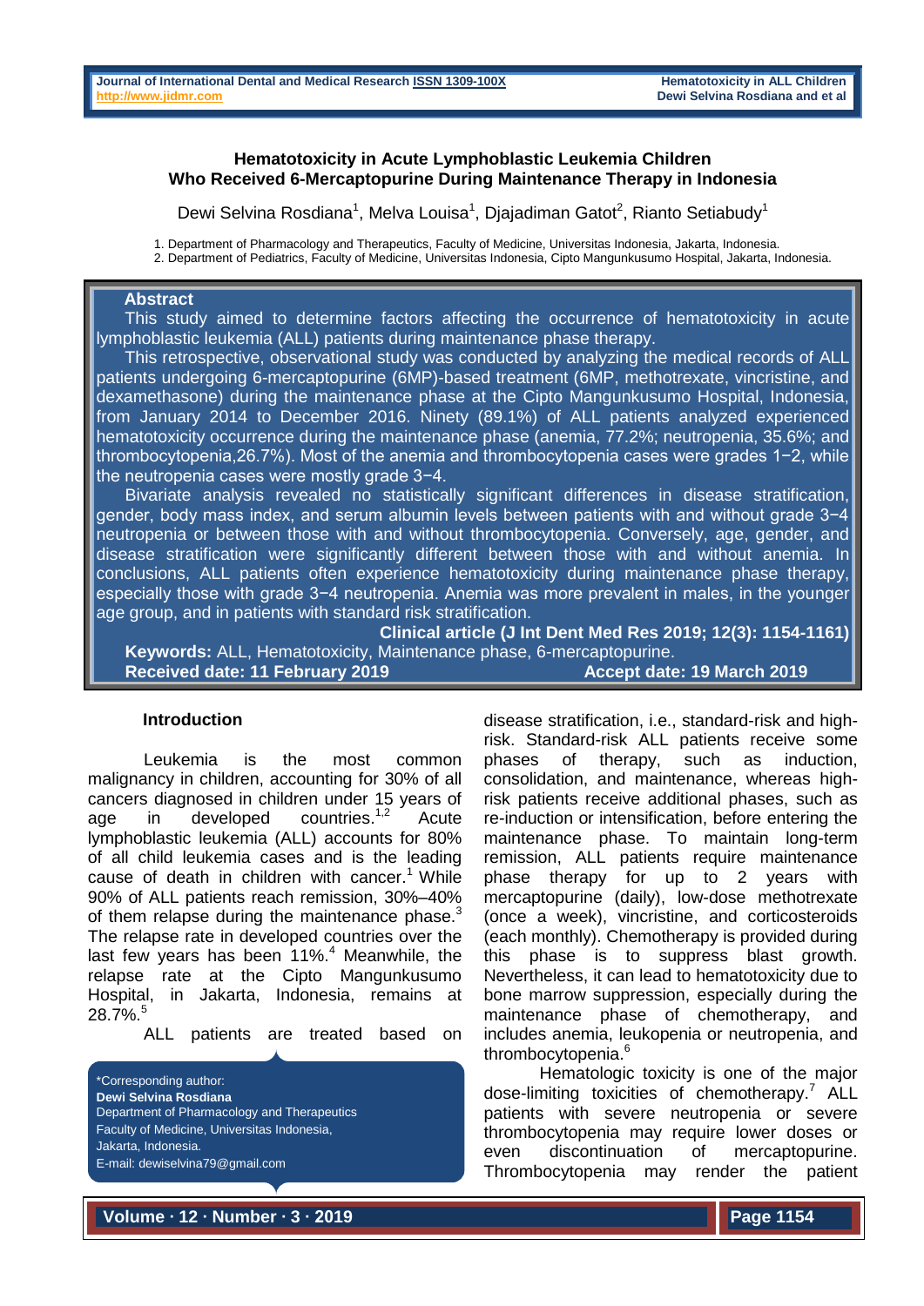# Hematotoxicity in Acute Lymphoblastic Leukemia Children Who Received 6-Mercaptopurine During Maintenance Therapy in Indonesia

Dewi Selvina Rosdiana[1], Melva Louisa[1], Djajadiman Gatot[2], Rianto Setiabudy[1]

1. Department of Pharmacology and Therapeutics, Faculty of Medicine, Universitas Indonesia, Jakarta, Indonesia.
2. Department of Pediatrics, Faculty of Medicine, Universitas Indonesia, Cipto Mangunkusumo Hospital, Jakarta, Indonesia.

## Abstract

This study aimed to determine factors affecting the occurrence of hematotoxicity in acute lymphoblastic leukemia (ALL) patients during maintenance phase therapy.

This retrospective, observational study was conducted by analyzing the medical records of ALL patients undergoing 6-mercaptopurine (6MP)-based treatment (6MP, methotrexate, vincristine, and dexamethasone) during the maintenance phase at the Cipto Mangunkusumo Hospital, Indonesia, from January 2014 to December 2016. Ninety (89.1%) of ALL patients analyzed experienced hematotoxicity occurrence during the maintenance phase (anemia, 77.2%; neutropenia, 35.6%; and thrombocytopenia,26.7%). Most of the anemia and thrombocytopenia cases were grades 1−2, while the neutropenia cases were mostly grade 3−4.

Bivariate analysis revealed no statistically significant differences in disease stratification, gender, body mass index, and serum albumin levels between patients with and without grade 3−4 neutropenia or between those with and without thrombocytopenia. Conversely, age, gender, and disease stratification were significantly different between those with and without anemia. In conclusions, ALL patients often experience hematotoxicity during maintenance phase therapy, especially those with grade 3−4 neutropenia. Anemia was more prevalent in males, in the younger age group, and in patients with standard risk stratification.

**Clinical article (J Int Dent Med Res 2019; 12(3): 1154-1161)**

**Keywords:** ALL, Hematotoxicity, Maintenance phase, 6-mercaptopurine.

**Received date: 11 February 2019** **Accept date: 19 March 2019**

## Introduction

Leukemia is the most common malignancy in children, accounting for 30% of all cancers diagnosed in children under 15 years of age in developed countries.[1,2] Acute lymphoblastic leukemia (ALL) accounts for 80% of all child leukemia cases and is the leading cause of death in children with cancer.[1] While 90% of ALL patients reach remission, 30%–40% of them relapse during the maintenance phase.[3] The relapse rate in developed countries over the last few years has been 11%.[4] Meanwhile, the relapse rate at the Cipto Mangunkusumo Hospital, in Jakarta, Indonesia, remains at 28.7%.[5]

ALL patients are treated based on disease stratification, i.e., standard-risk and high-risk. Standard-risk ALL patients receive some phases of therapy, such as induction, consolidation, and maintenance, whereas high-risk patients receive additional phases, such as re-induction or intensification, before entering the maintenance phase. To maintain long-term remission, ALL patients require maintenance phase therapy for up to 2 years with mercaptopurine (daily), low-dose methotrexate (once a week), vincristine, and corticosteroids (each monthly). Chemotherapy is provided during this phase is to suppress blast growth. Nevertheless, it can lead to hematotoxicity due to bone marrow suppression, especially during the maintenance phase of chemotherapy, and includes anemia, leukopenia or neutropenia, and thrombocytopenia.[6]

Hematologic toxicity is one of the major dose-limiting toxicities of chemotherapy.[7] ALL patients with severe neutropenia or severe thrombocytopenia may require lower doses or even discontinuation of mercaptopurine. Thrombocytopenia may render the patient

*Corresponding author:
**Dewi Selvina Rosdiana**
Department of Pharmacology and Therapeutics
Faculty of Medicine, Universitas Indonesia,
Jakarta, Indonesia.
E-mail: dewiselvina79@gmail.com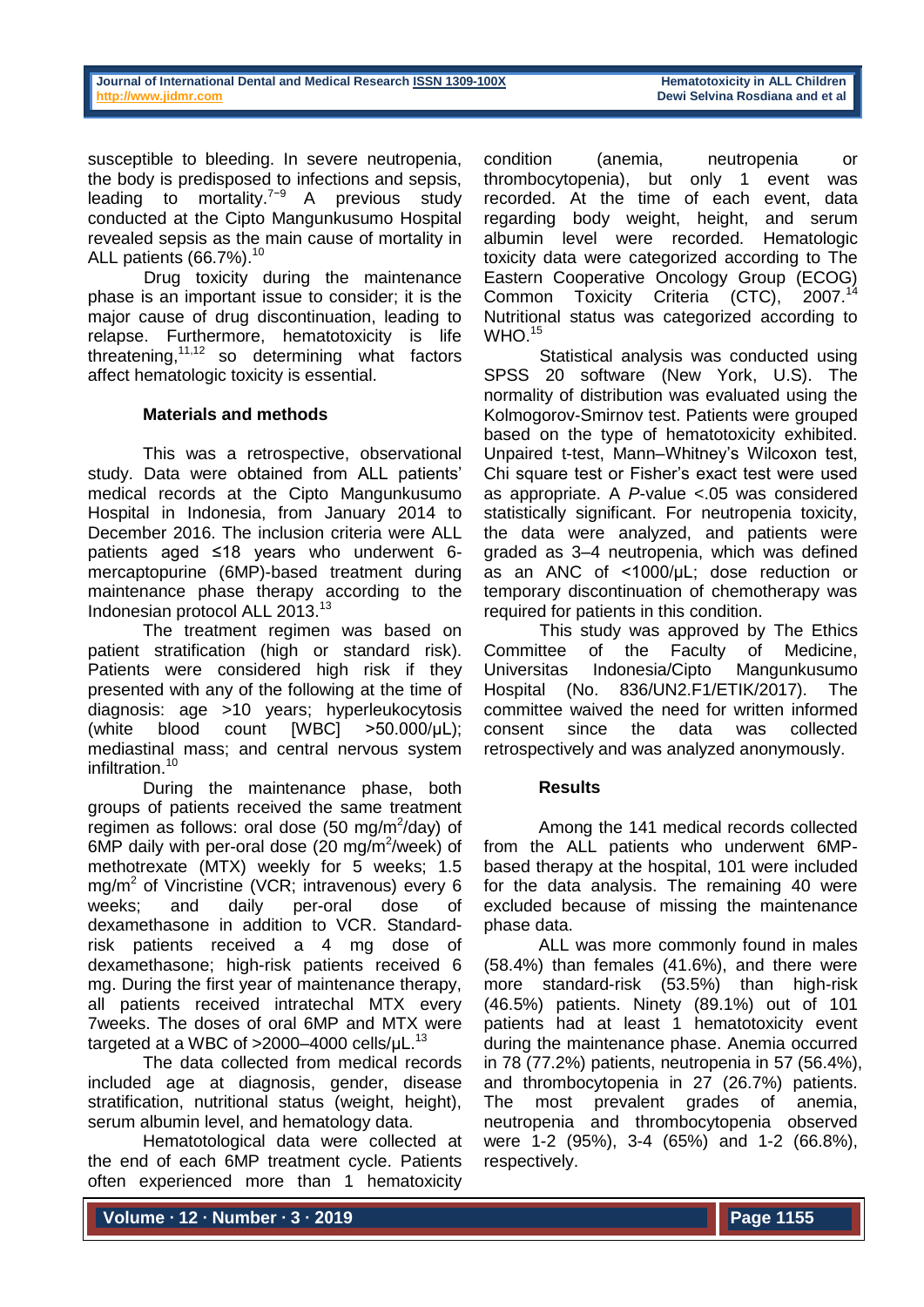susceptible to bleeding. In severe neutropenia, the body is predisposed to infections and sepsis, leading to mortality.[7–9] A previous study conducted at the Cipto Mangunkusumo Hospital revealed sepsis as the main cause of mortality in ALL patients (66.7%).[10]

Drug toxicity during the maintenance phase is an important issue to consider; it is the major cause of drug discontinuation, leading to relapse. Furthermore, hematotoxicity is life threatening,[11,12] so determining what factors affect hematologic toxicity is essential.

## Materials and methods

This was a retrospective, observational study. Data were obtained from ALL patients' medical records at the Cipto Mangunkusumo Hospital in Indonesia, from January 2014 to December 2016. The inclusion criteria were ALL patients aged ≤18 years who underwent 6-mercaptopurine (6MP)-based treatment during maintenance phase therapy according to the Indonesian protocol ALL 2013.[13]

The treatment regimen was based on patient stratification (high or standard risk). Patients were considered high risk if they presented with any of the following at the time of diagnosis: age >10 years; hyperleukocytosis (white blood count [WBC] >50.000/µL); mediastinal mass; and central nervous system infiltration.[10]

During the maintenance phase, both groups of patients received the same treatment regimen as follows: oral dose (50 mg/m$^2$/day) of 6MP daily with per-oral dose (20 mg/m$^2$/week) of methotrexate (MTX) weekly for 5 weeks; 1.5 mg/m$^2$ of Vincristine (VCR; intravenous) every 6 weeks; and daily per-oral dose of dexamethasone in addition to VCR. Standard-risk patients received a 4 mg dose of dexamethasone; high-risk patients received 6 mg. During the first year of maintenance therapy, all patients received intrathecal MTX every 7weeks. The doses of oral 6MP and MTX were targeted at a WBC of >2000–4000 cells/µL.[13]

The data collected from medical records included age at diagnosis, gender, disease stratification, nutritional status (weight, height), serum albumin level, and hematology data.

Hematotological data were collected at the end of each 6MP treatment cycle. Patients often experienced more than 1 hematoxicity condition (anemia, neutropenia or thrombocytopenia), but only 1 event was recorded. At the time of each event, data regarding body weight, height, and serum albumin level were recorded. Hematologic toxicity data were categorized according to The Eastern Cooperative Oncology Group (ECOG) Common Toxicity Criteria (CTC), 2007.[14] Nutritional status was categorized according to WHO.[15]

Statistical analysis was conducted using SPSS 20 software (New York, U.S). The normality of distribution was evaluated using the Kolmogorov-Smirnov test. Patients were grouped based on the type of hematotoxicity exhibited. Unpaired t-test, Mann–Whitney's Wilcoxon test, Chi square test or Fisher's exact test were used as appropriate. A *P*-value <.05 was considered statistically significant. For neutropenia toxicity, the data were analyzed, and patients were graded as 3–4 neutropenia, which was defined as an ANC of <1000/µL; dose reduction or temporary discontinuation of chemotherapy was required for patients in this condition.

This study was approved by The Ethics Committee of the Faculty of Medicine, Universitas Indonesia/Cipto Mangunkusumo Hospital (No. 836/UN2.F1/ETIK/2017). The committee waived the need for written informed consent since the data was collected retrospectively and was analyzed anonymously.

## Results

Among the 141 medical records collected from the ALL patients who underwent 6MP-based therapy at the hospital, 101 were included for the data analysis. The remaining 40 were excluded because of missing the maintenance phase data.

ALL was more commonly found in males (58.4%) than females (41.6%), and there were more standard-risk (53.5%) than high-risk (46.5%) patients. Ninety (89.1%) out of 101 patients had at least 1 hematotoxicity event during the maintenance phase. Anemia occurred in 78 (77.2%) patients, neutropenia in 57 (56.4%), and thrombocytopenia in 27 (26.7%) patients. The most prevalent grades of anemia, neutropenia and thrombocytopenia observed were 1-2 (95%), 3-4 (65%) and 1-2 (66.8%), respectively.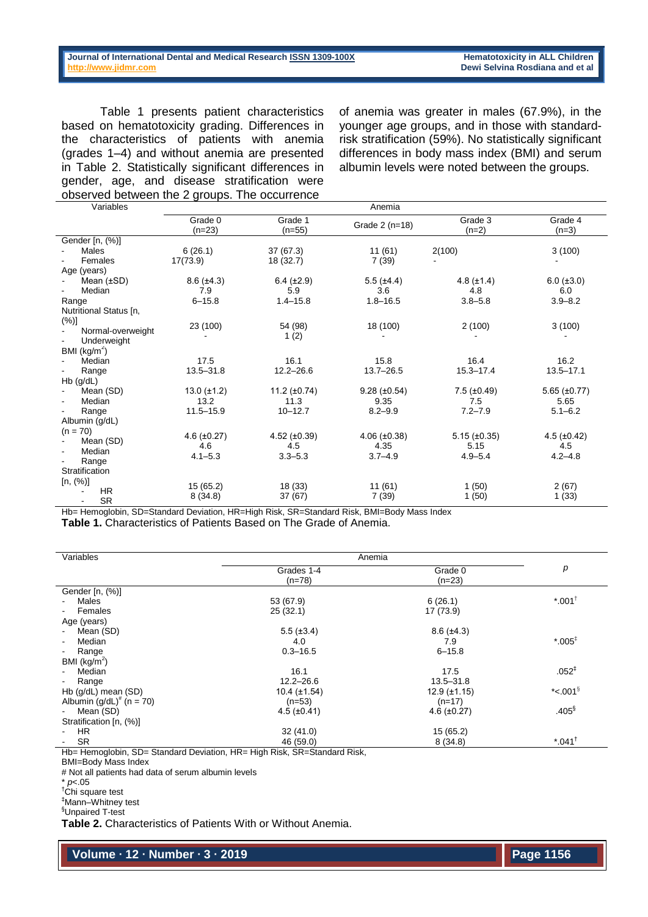Table 1 presents patient characteristics based on hematotoxicity grading. Differences in the characteristics of patients with anemia (grades 1–4) and without anemia are presented in Table 2. Statistically significant differences in gender, age, and disease stratification were observed between the 2 groups. The occurrence of anemia was greater in males (67.9%), in the younger age groups, and in those with standard-risk stratification (59%). No statistically significant differences in body mass index (BMI) and serum albumin levels were noted between the groups.

| Variables | Anemia | | | | |
|---|---|---|---|---|---|
| | Grade 0 (n=23) | Grade 1 (n=55) | Grade 2 (n=18) | Grade 3 (n=2) | Grade 4 (n=3) |
| Gender [n, (%)] | | | | | |
| - Males | 6 (26.1) | 37 (67.3) | 11 (61) | 2(100) | 3 (100) |
| - Females | 17(73.9) | 18 (32.7) | 7 (39) | - | - |
| Age (years) | | | | | |
| - Mean (±SD) | 8.6 (±4.3) | 6.4 (±2.9) | 5.5 (±4.4) | 4.8 (±1.4) | 6.0 (±3.0) |
| - Median | 7.9 | 5.9 | 3.6 | 4.8 | 6.0 |
| Range | 6–15.8 | 1.4–15.8 | 1.8–16.5 | 3.8–5.8 | 3.9–8.2 |
| Nutritional Status [n, (%)] | | | | | |
| - Normal-overweight | 23 (100) | 54 (98) | 18 (100) | 2 (100) | 3 (100) |
| - Underweight | - | 1 (2) | - | - | - |
| BMI (kg/m$^2$) | | | | | |
| - Median | 17.5 | 16.1 | 15.8 | 16.4 | 16.2 |
| - Range | 13.5–31.8 | 12.2–26.6 | 13.7–26.5 | 15.3–17.4 | 13.5–17.1 |
| Hb (g/dL) | | | | | |
| - Mean (SD) | 13.0 (±1.2) | 11.2 (±0.74) | 9.28 (±0.54) | 7.5 (±0.49) | 5.65 (±0.77) |
| - Median | 13.2 | 11.3 | 9.35 | 7.5 | 5.65 |
| - Range | 11.5–15.9 | 10–12.7 | 8.2–9.9 | 7.2–7.9 | 5.1–6.2 |
| Albumin (g/dL) (n = 70) | | | | | |
| - Mean (SD) | 4.6 (±0.27) | 4.52 (±0.39) | 4.06 (±0.38) | 5.15 (±0.35) | 4.5 (±0.42) |
| - Median | 4.6 | 4.5 | 4.35 | 5.15 | 4.5 |
| - Range | 4.1–5.3 | 3.3–5.3 | 3.7–4.9 | 4.9–5.4 | 4.2–4.8 |
| Stratification [n, (%)] | | | | | |
| - HR | 15 (65.2) | 18 (33) | 11 (61) | 1 (50) | 2 (67) |
| - SR | 8 (34.8) | 37 (67) | 7 (39) | 1 (50) | 1 (33) |

Hb= Hemoglobin, SD=Standard Deviation, HR=High Risk, SR=Standard Risk, BMI=Body Mass Index

**Table 1.** Characteristics of Patients Based on The Grade of Anemia.

| Variables | Anemia | | p |
|---|---|---|---|
| | Grades 1-4 (n=78) | Grade 0 (n=23) | |
| Gender [n, (%)] | | | |
| - Males | 53 (67.9) | 6 (26.1) | *.001[†] |
| - Females | 25 (32.1) | 17 (73.9) | |
| Age (years) | | | |
| - Mean (SD) | 5.5 (±3.4) | 8.6 (±4.3) | |
| - Median | 4.0 | 7.9 | *.005[‡] |
| - Range | 0.3–16.5 | 6–15.8 | |
| BMI (kg/m$^2$) | | | |
| - Median | 16.1 | 17.5 | .052[‡] |
| - Range | 12.2–26.6 | 13.5–31.8 | |
| Hb (g/dL) mean (SD) | 10.4 (±1.54) | 12.9 (±1.15) | *<.001[§] |
| Albumin (g/dL)[#] (n = 70) | (n=53) | (n=17) | |
| - Mean (SD) | 4.5 (±0.41) | 4.6 (±0.27) | .405[§] |
| Stratification [n, (%)] | | | |
| - HR | 32 (41.0) | 15 (65.2) | |
| - SR | 46 (59.0) | 8 (34.8) | *.041[†] |

Hb= Hemoglobin, SD= Standard Deviation, HR= High Risk, SR=Standard Risk, BMI=Body Mass Index

# Not all patients had data of serum albumin levels

* $p<.05$

[†]Chi square test

[‡]Mann–Whitney test

[§]Unpaired T-test

**Table 2.** Characteristics of Patients With or Without Anemia.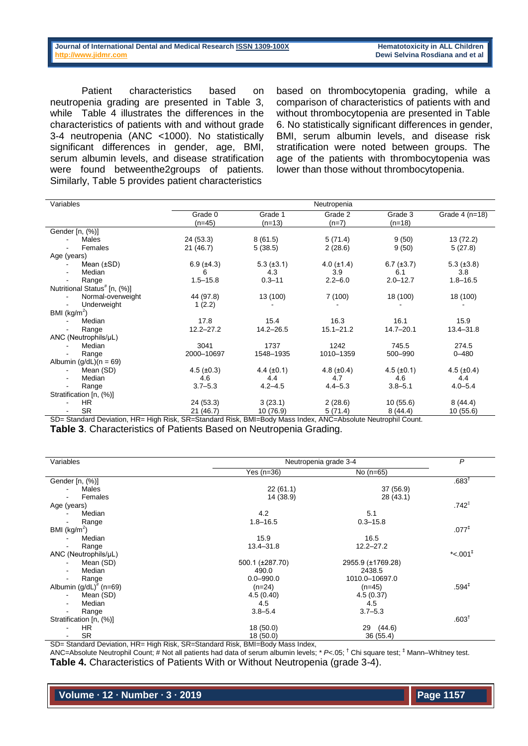Patient characteristics based on neutropenia grading are presented in Table 3, while Table 4 illustrates the differences in the characteristics of patients with and without grade 3-4 neutropenia (ANC <1000). No statistically significant differences in gender, age, BMI, serum albumin levels, and disease stratification were found betweenthe2groups of patients. Similarly, Table 5 provides patient characteristics based on thrombocytopenia grading, while a comparison of characteristics of patients with and without thrombocytopenia are presented in Table 6. No statistically significant differences in gender, BMI, serum albumin levels, and disease risk stratification were noted between groups. The age of the patients with thrombocytopenia was lower than those without thrombocytopenia.

| Variables | Neutropenia | | | | |
|---|---|---|---|---|---|
| | Grade 0 (n=45) | Grade 1 (n=13) | Grade 2 (n=7) | Grade 3 (n=18) | Grade 4 (n=18) |
| Gender [n, (%)] | | | | | |
| - Males | 24 (53.3) | 8 (61.5) | 5 (71.4) | 9 (50) | 13 (72.2) |
| - Females | 21 (46.7) | 5 (38.5) | 2 (28.6) | 9 (50) | 5 (27.8) |
| Age (years) | | | | | |
| - Mean (±SD) | 6.9 (±4.3) | 5.3 (±3.1) | 4.0 (±1.4) | 6.7 (±3.7) | 5.3 (±3.8) |
| - Median | 6 | 4.3 | 3.9 | 6.1 | 3.8 |
| - Range | 1.5–15.8 | 0.3–11 | 2.2–6.0 | 2.0–12.7 | 1.8–16.5 |
| Nutritional Status# [n, (%)] | | | | | |
| - Normal-overweight | 44 (97.8) | 13 (100) | 7 (100) | 18 (100) | 18 (100) |
| - Underweight | 1 (2.2) | - | - | - | - |
| BMI (kg/m$^2$) | | | | | |
| - Median | 17.8 | 15.4 | 16.3 | 16.1 | 15.9 |
| - Range | 12.2–27.2 | 14.2–26.5 | 15.1–21.2 | 14.7–20.1 | 13.4–31.8 |
| ANC (Neutrophils/μL) | | | | | |
| - Median | 3041 | 1737 | 1242 | 745.5 | 274.5 |
| - Range | 2000–10697 | 1548–1935 | 1010–1359 | 500–990 | 0–480 |
| Albumin (g/dL)(n = 69) | | | | | |
| - Mean (SD) | 4.5 (±0.3) | 4.4 (±0.1) | 4.8 (±0.4) | 4.5 (±0.1) | 4.5 (±0.4) |
| - Median | 4.6 | 4.4 | 4.7 | 4.6 | 4.4 |
| - Range | 3.7–5.3 | 4.2–4.5 | 4.4–5.3 | 3.8–5.1 | 4.0–5.4 |
| Stratification [n, (%)] | | | | | |
| - HR | 24 (53.3) | 3 (23.1) | 2 (28.6) | 10 (55.6) | 8 (44.4) |
| - SR | 21 (46.7) | 10 (76.9) | 5 (71.4) | 8 (44.4) | 10 (55.6) |

SD= Standard Deviation, HR= High Risk, SR=Standard Risk, BMI=Body Mass Index, ANC=Absolute Neutrophil Count.

**Table 3**. Characteristics of Patients Based on Neutropenia Grading.

| Variables | Neutropenia grade 3-4 | | *P* |
|---|---|---|---|
| | Yes (n=36) | No (n=65) | |
| Gender [n, (%)] | | | .683† |
| - Males | 22 (61.1) | 37 (56.9) | |
| - Females | 14 (38.9) | 28 (43.1) | |
| Age (years) | | | .742‡ |
| - Median | 4.2 | 5.1 | |
| - Range | 1.8–16.5 | 0.3–15.8 | |
| BMI (kg/m$^2$) | | | .077‡ |
| - Median | 15.9 | 16.5 | |
| - Range | 13.4–31.8 | 12.2–27.2 | |
| ANC (Neutrophils/μL) | | | *<.001‡ |
| - Mean (SD) | 500.1 (±287.70) | 2955.9 (±1769.28) | |
| - Median | 490.0 | 2438.5 | |
| - Range | 0.0–990.0 | 1010.0–10697.0 | |
| Albumin (g/dL)# (n=69) | (n=24) | (n=45) | .594‡ |
| - Mean (SD) | 4.5 (0.40) | 4.5 (0.37) | |
| - Median | 4.5 | 4.5 | |
| - Range | 3.8–5.4 | 3.7–5.3 | |
| Stratification [n, (%)] | | | .603† |
| - HR | 18 (50.0) | 29 (44.6) | |
| - SR | 18 (50.0) | 36 (55.4) | |

SD= Standard Deviation, HR= High Risk, SR=Standard Risk, BMI=Body Mass Index,
ANC=Absolute Neutrophil Count; # Not all patients had data of serum albumin levels; * $P<.05$; † Chi square test; ‡ Mann–Whitney test.

**Table 4.** Characteristics of Patients With or Without Neutropenia (grade 3-4).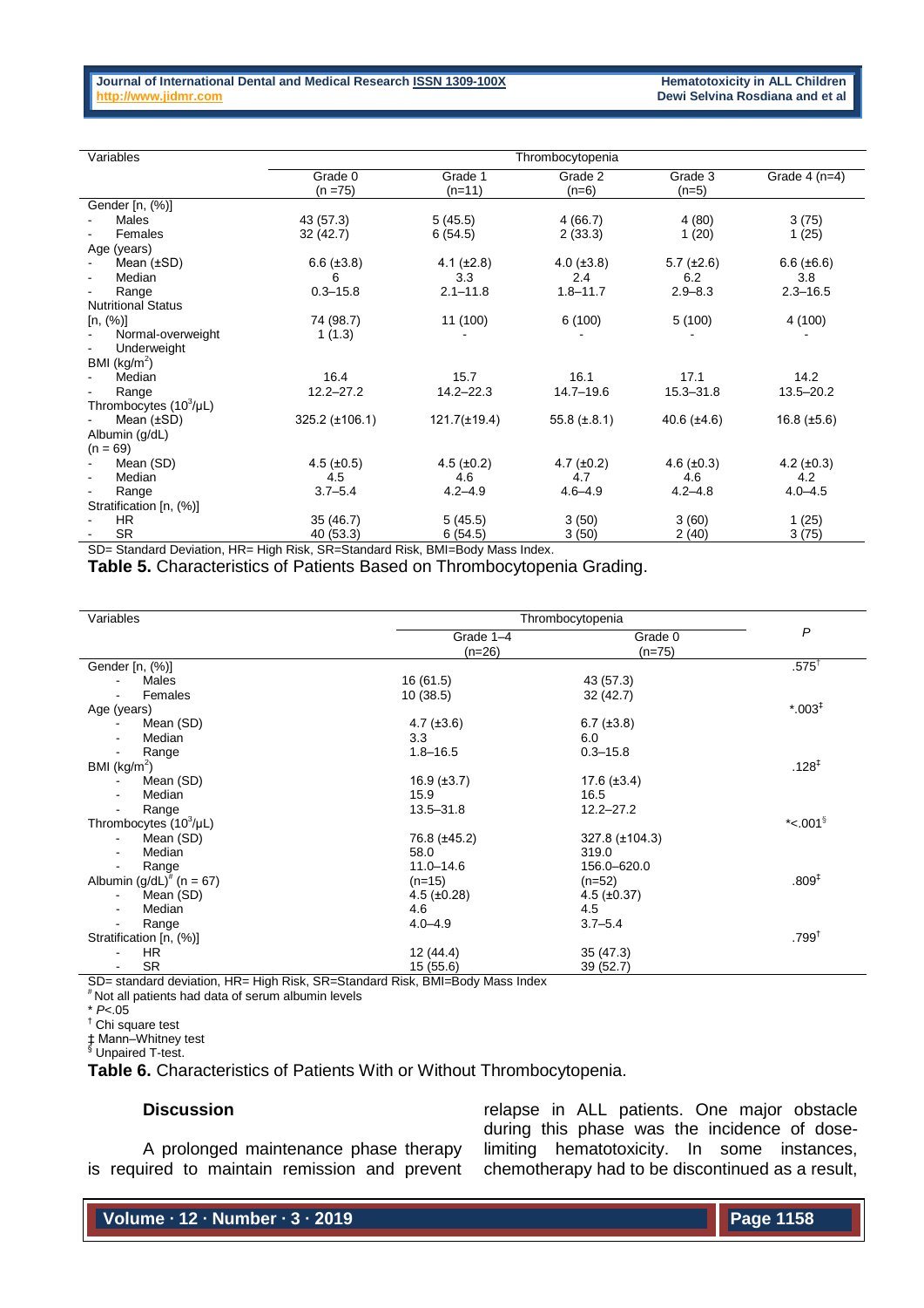| Variables | Thrombocytopenia | | | | |
|---|---|---|---|---|---|
| | Grade 0 (n =75) | Grade 1 (n=11) | Grade 2 (n=6) | Grade 3 (n=5) | Grade 4 (n=4) |
| Gender [n, (%)] | | | | | |
| - Males | 43 (57.3) | 5 (45.5) | 4 (66.7) | 4 (80) | 3 (75) |
| - Females | 32 (42.7) | 6 (54.5) | 2 (33.3) | 1 (20) | 1 (25) |
| Age (years) | | | | | |
| - Mean (±SD) | 6.6 (±3.8) | 4.1 (±2.8) | 4.0 (±3.8) | 5.7 (±2.6) | 6.6 (±6.6) |
| - Median | 6 | 3.3 | 2.4 | 6.2 | 3.8 |
| - Range | 0.3–15.8 | 2.1–11.8 | 1.8–11.7 | 2.9–8.3 | 2.3–16.5 |
| Nutritional Status [n, (%)] | 74 (98.7) | 11 (100) | 6 (100) | 5 (100) | 4 (100) |
| - Normal-overweight | 1 (1.3) | - | - | - | - |
| - Underweight | | | | | |
| BMI (kg/m$^2$) | | | | | |
| - Median | 16.4 | 15.7 | 16.1 | 17.1 | 14.2 |
| - Range | 12.2–27.2 | 14.2–22.3 | 14.7–19.6 | 15.3–31.8 | 13.5–20.2 |
| Thrombocytes ($10^3$/μL) | | | | | |
| - Mean (±SD) | 325.2 (±106.1) | 121.7(±19.4) | 55.8 (±.8.1) | 40.6 (±4.6) | 16.8 (±5.6) |
| Albumin (g/dL) (n = 69) | | | | | |
| - Mean (SD) | 4.5 (±0.5) | 4.5 (±0.2) | 4.7 (±0.2) | 4.6 (±0.3) | 4.2 (±0.3) |
| - Median | 4.5 | 4.6 | 4.7 | 4.6 | 4.2 |
| - Range | 3.7–5.4 | 4.2–4.9 | 4.6–4.9 | 4.2–4.8 | 4.0–4.5 |
| Stratification [n, (%)] | | | | | |
| - HR | 35 (46.7) | 5 (45.5) | 3 (50) | 3 (60) | 1 (25) |
| - SR | 40 (53.3) | 6 (54.5) | 3 (50) | 2 (40) | 3 (75) |

SD= Standard Deviation, HR= High Risk, SR=Standard Risk, BMI=Body Mass Index.

**Table 5.** Characteristics of Patients Based on Thrombocytopenia Grading.

| Variables | Thrombocytopenia | | *P* |
|---|---|---|---|
| | Grade 1–4 (n=26) | Grade 0 (n=75) | |
| Gender [n, (%)] | | | .575† |
| - Males | 16 (61.5) | 43 (57.3) | |
| - Females | 10 (38.5) | 32 (42.7) | |
| Age (years) | | | *.003‡ |
| - Mean (SD) | 4.7 (±3.6) | 6.7 (±3.8) | |
| - Median | 3.3 | 6.0 | |
| - Range | 1.8–16.5 | 0.3–15.8 | |
| BMI (kg/m$^2$) | | | .128‡ |
| - Mean (SD) | 16.9 (±3.7) | 17.6 (±3.4) | |
| - Median | 15.9 | 16.5 | |
| - Range | 13.5–31.8 | 12.2–27.2 | |
| Thrombocytes ($10^3$/μL) | | | *<.001§ |
| - Mean (SD) | 76.8 (±45.2) | 327.8 (±104.3) | |
| - Median | 58.0 | 319.0 | |
| - Range | 11.0–14.6 | 156.0–620.0 | |
| Albumin (g/dL)# (n = 67) | (n=15) | (n=52) | .809‡ |
| - Mean (SD) | 4.5 (±0.28) | 4.5 (±0.37) | |
| - Median | 4.6 | 4.5 | |
| - Range | 4.0–4.9 | 3.7–5.4 | |
| Stratification [n, (%)] | | | .799† |
| - HR | 12 (44.4) | 35 (47.3) | |
| - SR | 15 (55.6) | 39 (52.7) | |

SD= standard deviation, HR= High Risk, SR=Standard Risk, BMI=Body Mass Index

# Not all patients had data of serum albumin levels

* $P<.05$

† Chi square test

‡ Mann–Whitney test

§ Unpaired T-test.

**Table 6.** Characteristics of Patients With or Without Thrombocytopenia.

## Discussion

A prolonged maintenance phase therapy is required to maintain remission and prevent relapse in ALL patients. One major obstacle during this phase was the incidence of dose-limiting hematotoxicity. In some instances, chemotherapy had to be discontinued as a result,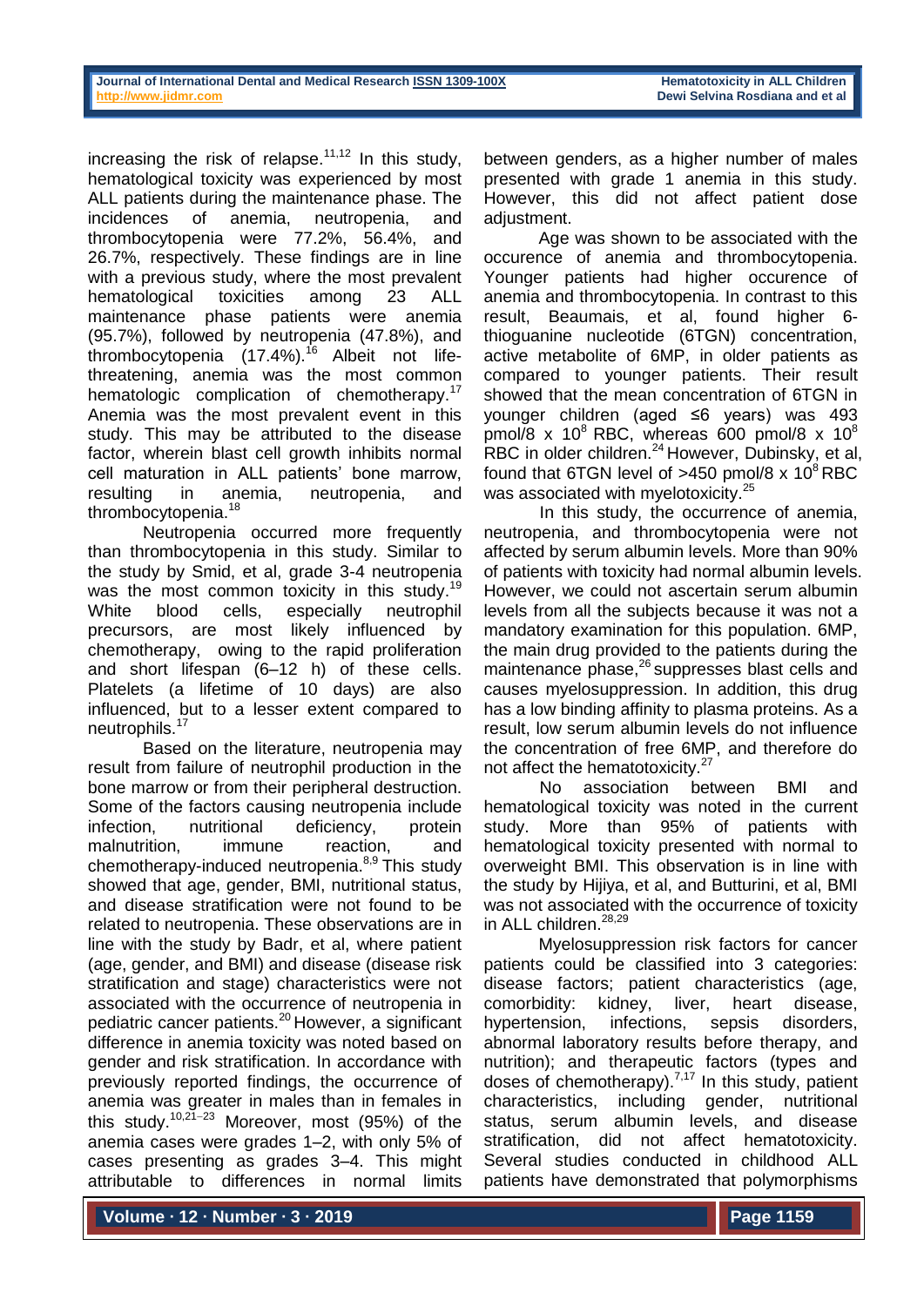increasing the risk of relapse.[11,12] In this study, hematological toxicity was experienced by most ALL patients during the maintenance phase. The incidences of anemia, neutropenia, and thrombocytopenia were 77.2%, 56.4%, and 26.7%, respectively. These findings are in line with a previous study, where the most prevalent hematological toxicities among 23 ALL maintenance phase patients were anemia (95.7%), followed by neutropenia (47.8%), and thrombocytopenia (17.4%).[16] Albeit not life-threatening, anemia was the most common hematologic complication of chemotherapy.[17] Anemia was the most prevalent event in this study. This may be attributed to the disease factor, wherein blast cell growth inhibits normal cell maturation in ALL patients' bone marrow, resulting in anemia, neutropenia, and thrombocytopenia.[18]

Neutropenia occurred more frequently than thrombocytopenia in this study. Similar to the study by Smid, et al, grade 3-4 neutropenia was the most common toxicity in this study.[19] White blood cells, especially neutrophil precursors, are most likely influenced by chemotherapy, owing to the rapid proliferation and short lifespan (6–12 h) of these cells. Platelets (a lifetime of 10 days) are also influenced, but to a lesser extent compared to neutrophils.[17]

Based on the literature, neutropenia may result from failure of neutrophil production in the bone marrow or from their peripheral destruction. Some of the factors causing neutropenia include infection, nutritional deficiency, protein malnutrition, immune reaction, and chemotherapy-induced neutropenia.[8,9] This study showed that age, gender, BMI, nutritional status, and disease stratification were not found to be related to neutropenia. These observations are in line with the study by Badr, et al, where patient (age, gender, and BMI) and disease (disease risk stratification and stage) characteristics were not associated with the occurrence of neutropenia in pediatric cancer patients.[20] However, a significant difference in anemia toxicity was noted based on gender and risk stratification. In accordance with previously reported findings, the occurrence of anemia was greater in males than in females in this study.[10,21–23] Moreover, most (95%) of the anemia cases were grades 1–2, with only 5% of cases presenting as grades 3–4. This might attributable to differences in normal limits between genders, as a higher number of males presented with grade 1 anemia in this study. However, this did not affect patient dose adjustment.

Age was shown to be associated with the occurence of anemia and thrombocytopenia. Younger patients had higher occurence of anemia and thrombocytopenia. In contrast to this result, Beaumais, et al, found higher 6-thioguanine nucleotide (6TGN) concentration, active metabolite of 6MP, in older patients as compared to younger patients. Their result showed that the mean concentration of 6TGN in younger children (aged ≤6 years) was 493 pmol/8 x $10^8$ RBC, whereas 600 pmol/8 x $10^8$ RBC in older children.[24] However, Dubinsky, et al, found that 6TGN level of >450 pmol/8 x $10^8$ RBC was associated with myelotoxicity.[25]

In this study, the occurrence of anemia, neutropenia, and thrombocytopenia were not affected by serum albumin levels. More than 90% of patients with toxicity had normal albumin levels. However, we could not ascertain serum albumin levels from all the subjects because it was not a mandatory examination for this population. 6MP, the main drug provided to the patients during the maintenance phase,[26] suppresses blast cells and causes myelosuppression. In addition, this drug has a low binding affinity to plasma proteins. As a result, low serum albumin levels do not influence the concentration of free 6MP, and therefore do not affect the hematotoxicity.[27]

No association between BMI and hematological toxicity was noted in the current study. More than 95% of patients with hematological toxicity presented with normal to overweight BMI. This observation is in line with the study by Hijiya, et al, and Butturini, et al, BMI was not associated with the occurrence of toxicity in ALL children.[28,29]

Myelosuppression risk factors for cancer patients could be classified into 3 categories: disease factors; patient characteristics (age, comorbidity: kidney, liver, heart disease, hypertension, infections, sepsis disorders, abnormal laboratory results before therapy, and nutrition); and therapeutic factors (types and doses of chemotherapy).[7,17] In this study, patient characteristics, including gender, nutritional status, serum albumin levels, and disease stratification, did not affect hematotoxicity. Several studies conducted in childhood ALL patients have demonstrated that polymorphisms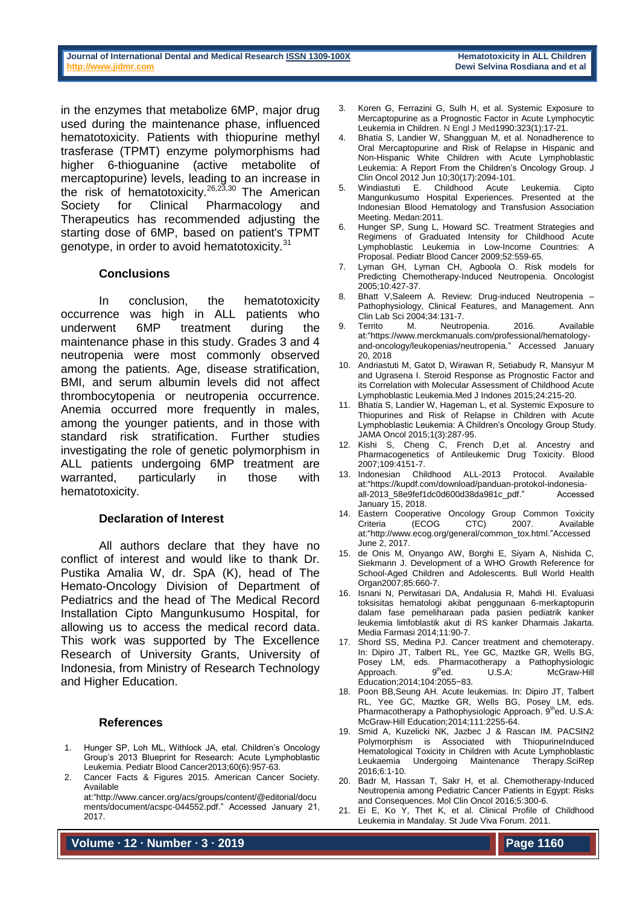in the enzymes that metabolize 6MP, major drug used during the maintenance phase, influenced hematotoxicity. Patients with thiopurine methyl trasferase (TPMT) enzyme polymorphisms had higher 6-thioguanine (active metabolite of mercaptopurine) levels, leading to an increase in the risk of hematotoxicity.[26,23,30] The American Society for Clinical Pharmacology and Therapeutics has recommended adjusting the starting dose of 6MP, based on patient's TPMT genotype, in order to avoid hematotoxicity.[31]

## Conclusions

In conclusion, the hematotoxicity occurrence was high in ALL patients who underwent 6MP treatment during the maintenance phase in this study. Grades 3 and 4 neutropenia were most commonly observed among the patients. Age, disease stratification, BMI, and serum albumin levels did not affect thrombocytopenia or neutropenia occurrence. Anemia occurred more frequently in males, among the younger patients, and in those with standard risk stratification. Further studies investigating the role of genetic polymorphism in ALL patients undergoing 6MP treatment are warranted, particularly in those with hematotoxicity.

## Declaration of Interest

All authors declare that they have no conflict of interest and would like to thank Dr. Pustika Amalia W, dr. SpA (K), head of The Hemato-Oncology Division of Department of Pediatrics and the head of The Medical Record Installation Cipto Mangunkusumo Hospital, for allowing us to access the medical record data. This work was supported by The Excellence Research of University Grants, University of Indonesia, from Ministry of Research Technology and Higher Education.

## References

1. Hunger SP, Loh ML, Withlock JA, etal. Children's Oncology Group's 2013 Blueprint for Research: Acute Lymphoblastic Leukemia. Pediatr Blood Cancer2013;60(6):957-63.
2. Cancer Facts & Figures 2015. American Cancer Society. Available at:"http://www.cancer.org/acs/groups/content/@editorial/documents/document/acspc-044552.pdf." Accessed January 21, 2017.
3. Koren G, Ferrazini G, Sulh H, et al. Systemic Exposure to Mercaptopurine as a Prognostic Factor in Acute Lymphocytic Leukemia in Children. N Engl J Med1990:323(1):17-21.
4. Bhatia S, Landier W, Shangguan M, et al. Nonadherence to Oral Mercaptopurine and Risk of Relapse in Hispanic and Non-Hispanic White Children with Acute Lymphoblastic Leukemia: A Report From the Children's Oncology Group. J Clin Oncol 2012 Jun 10;30(17):2094-101.
5. Windiastuti E. Childhood Acute Leukemia. Cipto Mangunkusumo Hospital Experiences. Presented at the Indonesian Blood Hematology and Transfusion Association Meeting. Medan:2011.
6. Hunger SP, Sung L, Howard SC. Treatment Strategies and Regimens of Graduated Intensity for Childhood Acute Lymphoblastic Leukemia in Low-Income Countries: A Proposal. Pediatr Blood Cancer 2009;52:559-65.
7. Lyman GH, Lyman CH, Agboola O. Risk models for Predicting Chemotherapy-Induced Neutropenia. Oncologist 2005;10:427-37.
8. Bhatt V,Saleem A. Review: Drug-induced Neutropenia – Pathophysiology, Clinical Features, and Management. Ann Clin Lab Sci 2004;34:131-7.
9. Territo M. Neutropenia. 2016. Available at:"https://www.merckmanuals.com/professional/hematology-and-oncology/leukopenias/neutropenia." Accessed January 20, 2018
10. Andriastuti M, Gatot D, Wirawan R, Setiabudy R, Mansyur M and Ugrasena I. Steroid Response as Prognostic Factor and its Correlation with Molecular Assessment of Childhood Acute Lymphoblastic Leukemia.Med J Indones 2015;24:215-20.
11. Bhatia S, Landier W, Hageman L, et al. Systemic Exposure to Thiopurines and Risk of Relapse in Children with Acute Lymphoblastic Leukemia: A Children's Oncology Group Study. JAMA Oncol 2015;1(3):287-95.
12. Kishi S, Cheng C, French D,et al. Ancestry and Pharmacogenetics of Antileukemic Drug Toxicity. Blood 2007;109:4151-7.
13. Indonesian Childhood ALL-2013 Protocol. Available at:"https://kupdf.com/download/panduan-protokol-indonesia-all-2013_58e9fef1dc0d600d38da981c_pdf." Accessed January 15, 2018.
14. Eastern Cooperative Oncology Group Common Toxicity Criteria (ECOG CTC) 2007. Available at:"http://www.ecog.org/general/common_tox.html."Accessed June 2, 2017.
15. de Onis M, Onyango AW, Borghi E, Siyam A, Nishida C, Siekmann J. Development of a WHO Growth Reference for School-Aged Children and Adolescents. Bull World Health Organ2007;85:660-7.
16. Isnani N, Perwitasari DA, Andalusia R, Mahdi HI. Evaluasi toksisitas hematologi akibat penggunaan 6-merkaptopurin dalam fase pemeliharaan pada pasien pediatrik kanker leukemia limfoblastik akut di RS kanker Dharmais Jakarta. Media Farmasi 2014;11:90-7.
17. Shord SS, Medina PJ. Cancer treatment and chemoterapy. In: Dipiro JT, Talbert RL, Yee GC, Maztke GR, Wells BG, Posey LM, eds. Pharmacotherapy a Pathophysiologic Approach. 9thed. U.S.A: McGraw-Hill Education;2014;104:2055−83.
18. Poon BB,Seung AH. Acute leukemias. In: Dipiro JT, Talbert RL, Yee GC, Maztke GR, Wells BG, Posey LM, eds. Pharmacotherapy a Pathophysiologic Approach. 9thed. U.S.A: McGraw-Hill Education;2014;111:2255-64.
19. Smid A, Kuzelicki NK, Jazbec J & Rascan IM. PACSIN2 Polymorphism is Associated with ThiopurineInduced Hematological Toxicity in Children with Acute Lymphoblastic Leukaemia Undergoing Maintenance Therapy.SciRep 2016;6:1-10.
20. Badr M, Hassan T, Sakr H, et al. Chemotherapy-Induced Neutropenia among Pediatric Cancer Patients in Egypt: Risks and Consequences. Mol Clin Oncol 2016;5:300-6.
21. Ei E, Ko Y, Thet K, et al. Clinical Profile of Childhood Leukemia in Mandalay. St Jude Viva Forum. 2011.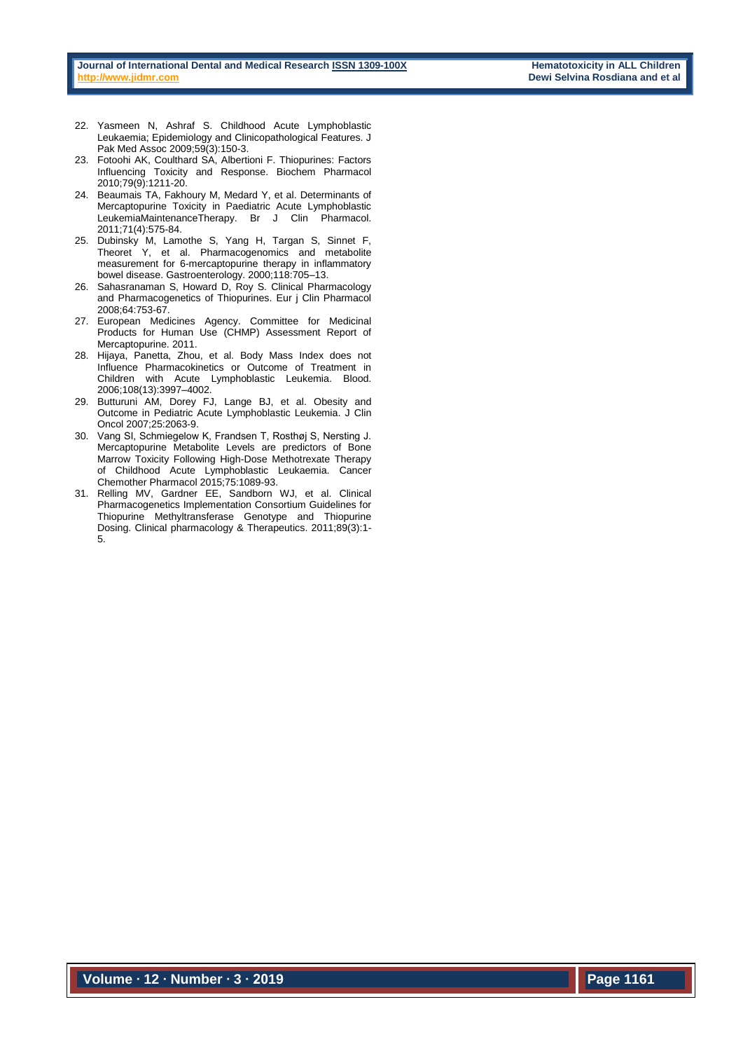22. Yasmeen N, Ashraf S. Childhood Acute Lymphoblastic Leukaemia; Epidemiology and Clinicopathological Features. J Pak Med Assoc 2009;59(3):150-3.
23. Fotoohi AK, Coulthard SA, Albertioni F. Thiopurines: Factors Influencing Toxicity and Response. Biochem Pharmacol 2010;79(9):1211-20.
24. Beaumais TA, Fakhoury M, Medard Y, et al. Determinants of Mercaptopurine Toxicity in Paediatric Acute Lymphoblastic LeukemiaMaintenanceTherapy. Br J Clin Pharmacol. 2011;71(4):575-84.
25. Dubinsky M, Lamothe S, Yang H, Targan S, Sinnet F, Theoret Y, et al. Pharmacogenomics and metabolite measurement for 6-mercaptopurine therapy in inflammatory bowel disease. Gastroenterology. 2000;118:705–13.
26. Sahasranaman S, Howard D, Roy S. Clinical Pharmacology and Pharmacogenetics of Thiopurines. Eur j Clin Pharmacol 2008;64:753-67.
27. European Medicines Agency. Committee for Medicinal Products for Human Use (CHMP) Assessment Report of Mercaptopurine. 2011.
28. Hijaya, Panetta, Zhou, et al. Body Mass Index does not Influence Pharmacokinetics or Outcome of Treatment in Children with Acute Lymphoblastic Leukemia. Blood. 2006;108(13):3997–4002.
29. Butturuni AM, Dorey FJ, Lange BJ, et al. Obesity and Outcome in Pediatric Acute Lymphoblastic Leukemia. J Clin Oncol 2007;25:2063-9.
30. Vang SI, Schmiegelow K, Frandsen T, Rosthøj S, Nersting J. Mercaptopurine Metabolite Levels are predictors of Bone Marrow Toxicity Following High-Dose Methotrexate Therapy of Childhood Acute Lymphoblastic Leukaemia. Cancer Chemother Pharmacol 2015;75:1089-93.
31. Relling MV, Gardner EE, Sandborn WJ, et al. Clinical Pharmacogenetics Implementation Consortium Guidelines for Thiopurine Methyltransferase Genotype and Thiopurine Dosing. Clinical pharmacology & Therapeutics. 2011;89(3):1-5.